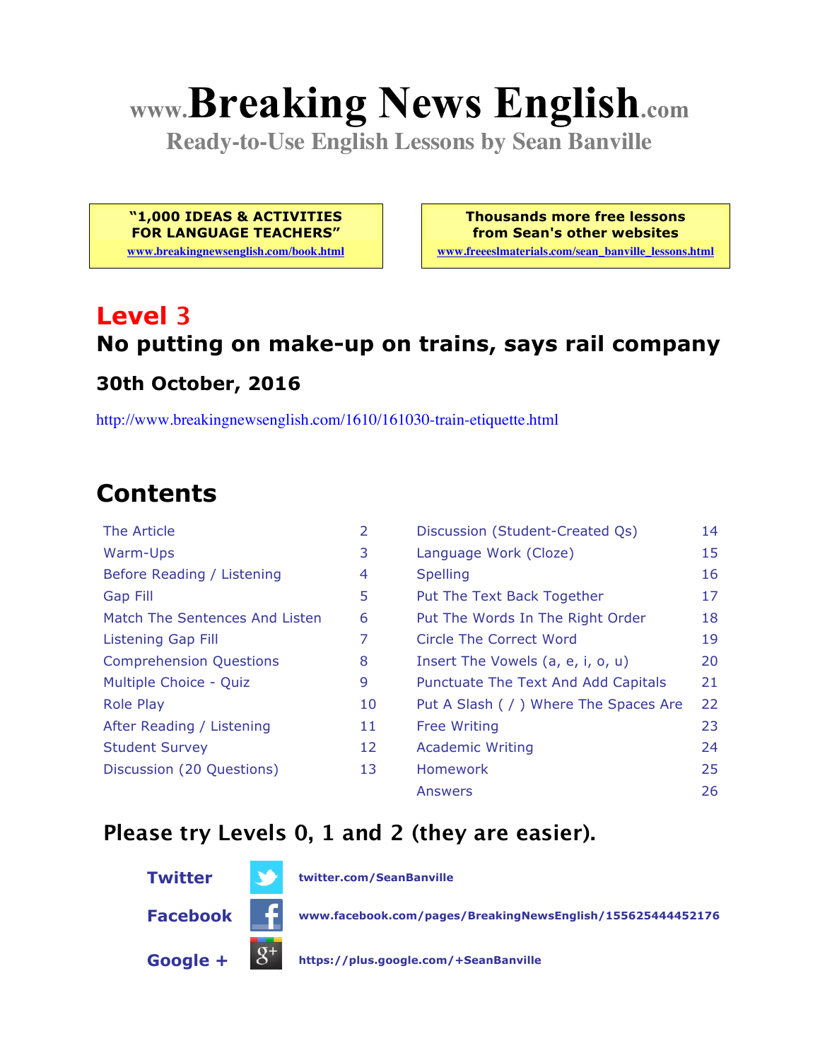# www.Breaking News English.com

**Ready-to-Use English Lessons by Sean Banville**

**"1,000 IDEAS & ACTIVITIES FOR LANGUAGE TEACHERS"**
www.breakingnewsenglish.com/book.html

**Thousands more free lessons from Sean's other websites**
www.freeeslmaterials.com/sean_banville_lessons.html

## Level 3

### No putting on make-up on trains, says rail company

### 30th October, 2016

http://www.breakingnewsenglish.com/1610/161030-train-etiquette.html

## Contents

| | | | |
|---|---|---|---|
| The Article | 2 | Discussion (Student-Created Qs) | 14 |
| Warm-Ups | 3 | Language Work (Cloze) | 15 |
| Before Reading / Listening | 4 | Spelling | 16 |
| Gap Fill | 5 | Put The Text Back Together | 17 |
| Match The Sentences And Listen | 6 | Put The Words In The Right Order | 18 |
| Listening Gap Fill | 7 | Circle The Correct Word | 19 |
| Comprehension Questions | 8 | Insert The Vowels (a, e, i, o, u) | 20 |
| Multiple Choice - Quiz | 9 | Punctuate The Text And Add Capitals | 21 |
| Role Play | 10 | Put A Slash ( / ) Where The Spaces Are | 22 |
| After Reading / Listening | 11 | Free Writing | 23 |
| Student Survey | 12 | Academic Writing | 24 |
| Discussion (20 Questions) | 13 | Homework | 25 |
| | | Answers | 26 |

### Please try Levels 0, 1 and 2 (they are easier).

**Twitter** twitter.com/SeanBanville

**Facebook** www.facebook.com/pages/BreakingNewsEnglish/155625444452176

**Google +** https://plus.google.com/+SeanBanville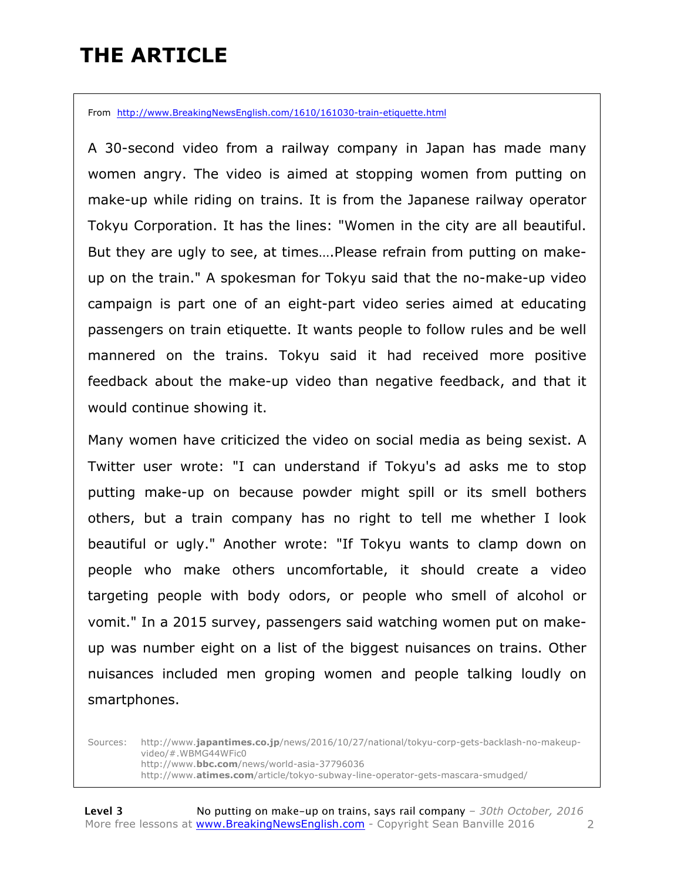# THE ARTICLE

From http://www.BreakingNewsEnglish.com/1610/161030-train-etiquette.html

A 30-second video from a railway company in Japan has made many women angry. The video is aimed at stopping women from putting on make-up while riding on trains. It is from the Japanese railway operator Tokyu Corporation. It has the lines: "Women in the city are all beautiful. But they are ugly to see, at times….Please refrain from putting on make-up on the train." A spokesman for Tokyu said that the no-make-up video campaign is part one of an eight-part video series aimed at educating passengers on train etiquette. It wants people to follow rules and be well mannered on the trains. Tokyu said it had received more positive feedback about the make-up video than negative feedback, and that it would continue showing it.

Many women have criticized the video on social media as being sexist. A Twitter user wrote: "I can understand if Tokyu's ad asks me to stop putting make-up on because powder might spill or its smell bothers others, but a train company has no right to tell me whether I look beautiful or ugly." Another wrote: "If Tokyu wants to clamp down on people who make others uncomfortable, it should create a video targeting people with body odors, or people who smell of alcohol or vomit." In a 2015 survey, passengers said watching women put on make-up was number eight on a list of the biggest nuisances on trains. Other nuisances included men groping women and people talking loudly on smartphones.

Sources: http://www.japantimes.co.jp/news/2016/10/27/national/tokyu-corp-gets-backlash-no-makeup-video/#.WBMG44WFic0
http://www.bbc.com/news/world-asia-37796036
http://www.atimes.com/article/tokyo-subway-line-operator-gets-mascara-smudged/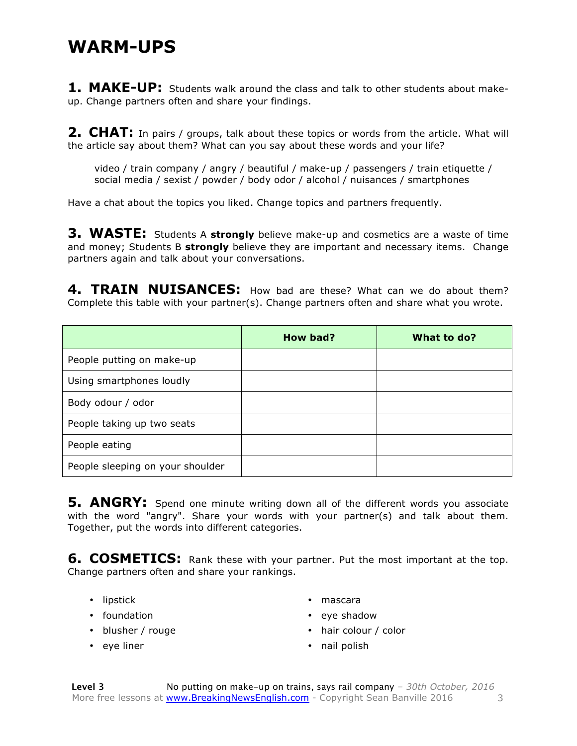# WARM-UPS

**1. MAKE-UP:** Students walk around the class and talk to other students about make-up. Change partners often and share your findings.

**2. CHAT:** In pairs / groups, talk about these topics or words from the article. What will the article say about them? What can you say about these words and your life?

> video / train company / angry / beautiful / make-up / passengers / train etiquette / social media / sexist / powder / body odor / alcohol / nuisances / smartphones

Have a chat about the topics you liked. Change topics and partners frequently.

**3. WASTE:** Students A **strongly** believe make-up and cosmetics are a waste of time and money; Students B **strongly** believe they are important and necessary items. Change partners again and talk about your conversations.

**4. TRAIN NUISANCES:** How bad are these? What can we do about them? Complete this table with your partner(s). Change partners often and share what you wrote.

| | How bad? | What to do? |
|---|---|---|
| People putting on make-up | | |
| Using smartphones loudly | | |
| Body odour / odor | | |
| People taking up two seats | | |
| People eating | | |
| People sleeping on your shoulder | | |

**5. ANGRY:** Spend one minute writing down all of the different words you associate with the word "angry". Share your words with your partner(s) and talk about them. Together, put the words into different categories.

**6. COSMETICS:** Rank these with your partner. Put the most important at the top. Change partners often and share your rankings.

- lipstick
- foundation
- blusher / rouge
- eye liner
- mascara
- eye shadow
- hair colour / color
- nail polish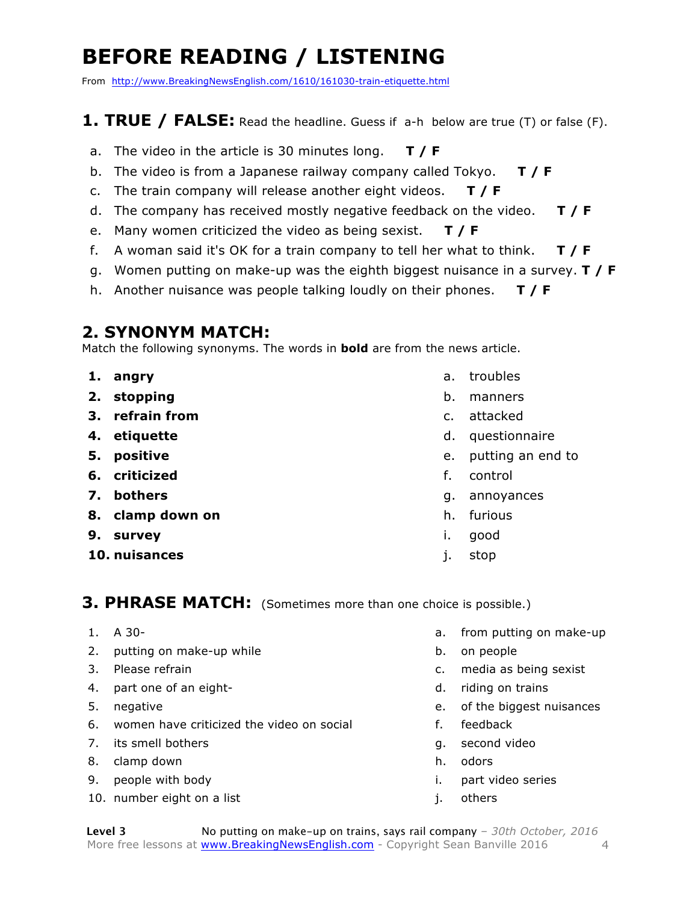# BEFORE READING / LISTENING

From http://www.BreakingNewsEnglish.com/1610/161030-train-etiquette.html

## 1. TRUE / FALSE: Read the headline. Guess if a-h below are true (T) or false (F).

a. The video in the article is 30 minutes long. **T / F**

b. The video is from a Japanese railway company called Tokyo. **T / F**

c. The train company will release another eight videos. **T / F**

d. The company has received mostly negative feedback on the video. **T / F**

e. Many women criticized the video as being sexist. **T / F**

f. A woman said it's OK for a train company to tell her what to think. **T / F**

g. Women putting on make-up was the eighth biggest nuisance in a survey. **T / F**

h. Another nuisance was people talking loudly on their phones. **T / F**

## 2. SYNONYM MATCH:

Match the following synonyms. The words in **bold** are from the news article.

1. **angry**
2. **stopping**
3. **refrain from**
4. **etiquette**
5. **positive**
6. **criticized**
7. **bothers**
8. **clamp down on**
9. **survey**
10. **nuisances**

a. troubles
b. manners
c. attacked
d. questionnaire
e. putting an end to
f. control
g. annoyances
h. furious
i. good
j. stop

## 3. PHRASE MATCH: (Sometimes more than one choice is possible.)

1. A 30-
2. putting on make-up while
3. Please refrain
4. part one of an eight-
5. negative
6. women have criticized the video on social
7. its smell bothers
8. clamp down
9. people with body
10. number eight on a list

a. from putting on make-up
b. on people
c. media as being sexist
d. riding on trains
e. of the biggest nuisances
f. feedback
g. second video
h. odors
i. part video series
j. others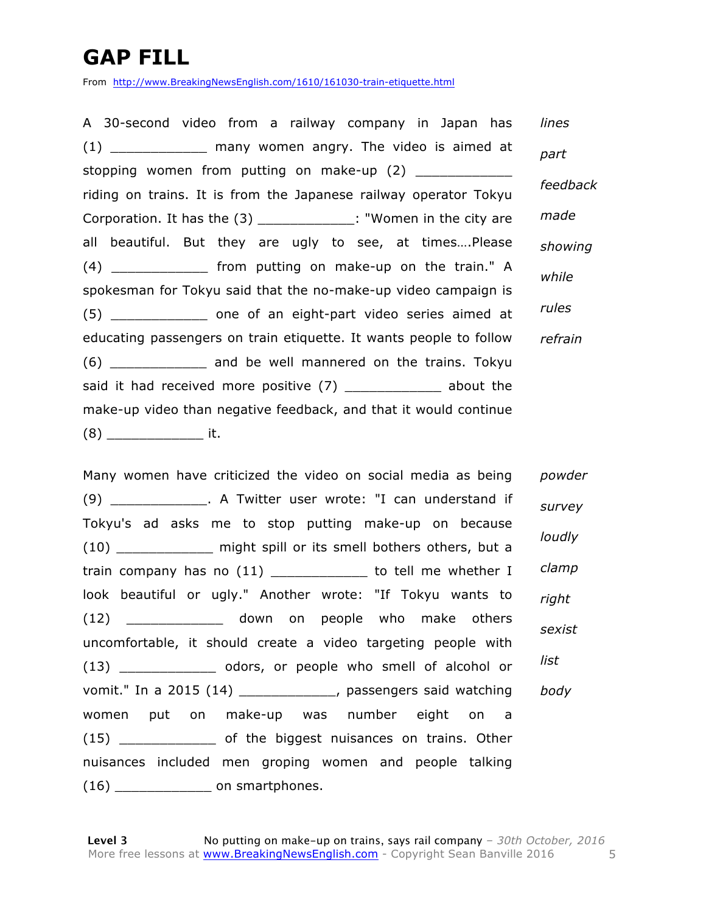# GAP FILL

From http://www.BreakingNewsEnglish.com/1610/161030-train-etiquette.html

A 30-second video from a railway company in Japan has (1) ____________ many women angry. The video is aimed at stopping women from putting on make-up (2) ____________ riding on trains. It is from the Japanese railway operator Tokyu Corporation. It has the (3) ____________: "Women in the city are all beautiful. But they are ugly to see, at times….Please (4) ____________ from putting on make-up on the train." A spokesman for Tokyu said that the no-make-up video campaign is (5) ____________ one of an eight-part video series aimed at educating passengers on train etiquette. It wants people to follow (6) ____________ and be well mannered on the trains. Tokyu said it had received more positive (7) ____________ about the make-up video than negative feedback, and that it would continue (8) ____________ it.

*lines*
*part*
*feedback*
*made*
*showing*
*while*
*rules*
*refrain*

Many women have criticized the video on social media as being (9) ____________. A Twitter user wrote: "I can understand if Tokyu's ad asks me to stop putting make-up on because (10) ____________ might spill or its smell bothers others, but a train company has no (11) ____________ to tell me whether I look beautiful or ugly." Another wrote: "If Tokyu wants to (12) ____________ down on people who make others uncomfortable, it should create a video targeting people with (13) ____________ odors, or people who smell of alcohol or vomit." In a 2015 (14) ____________, passengers said watching women put on make-up was number eight on a (15) ____________ of the biggest nuisances on trains. Other nuisances included men groping women and people talking (16) ____________ on smartphones.

*powder*
*survey*
*loudly*
*clamp*
*right*
*sexist*
*list*
*body*

**Level 3** No putting on make-up on trains, says rail company – *30th October, 2016*
More free lessons at www.BreakingNewsEnglish.com - Copyright Sean Banville 2016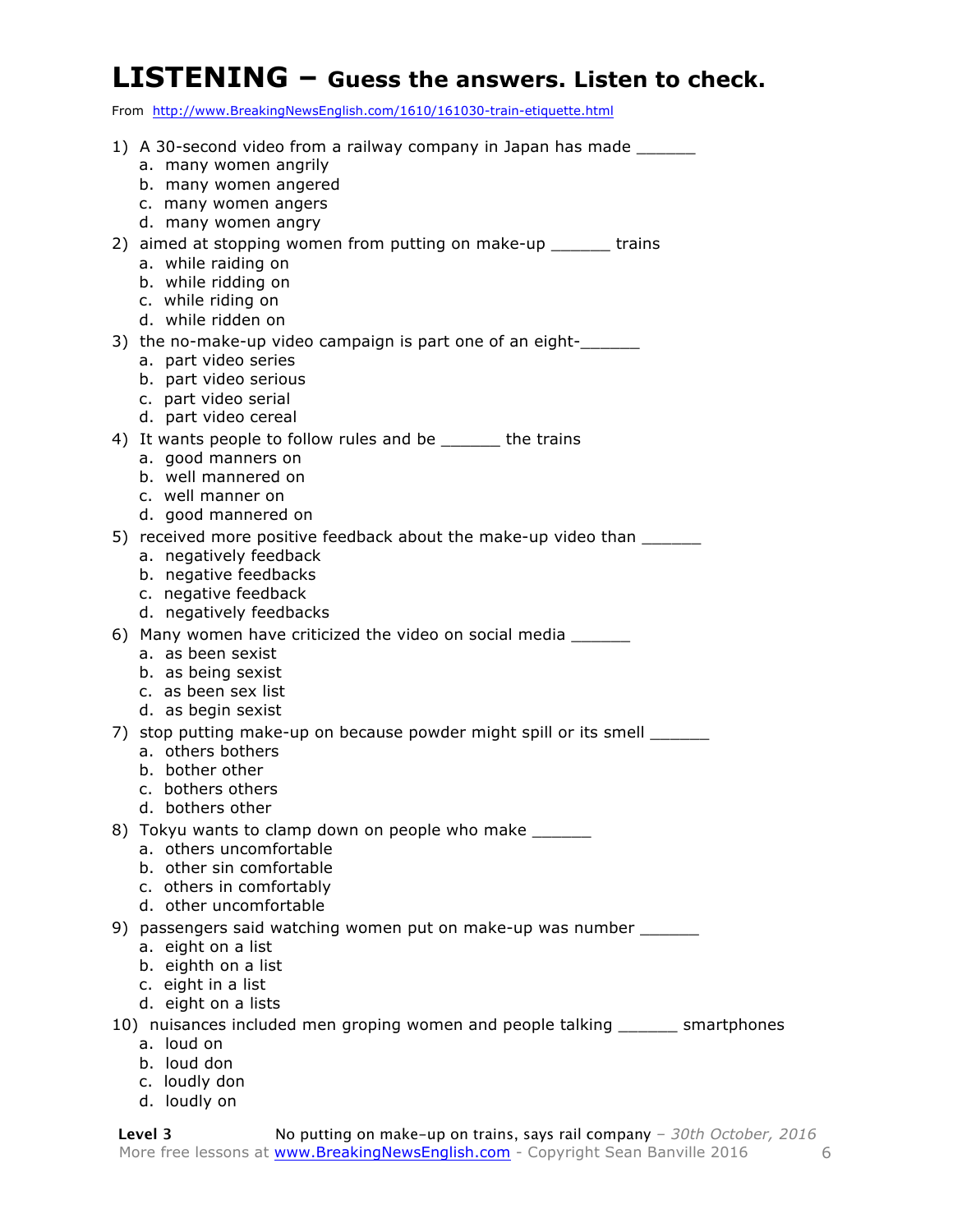# LISTENING – Guess the answers. Listen to check.

From http://www.BreakingNewsEnglish.com/1610/161030-train-etiquette.html

1) A 30-second video from a railway company in Japan has made ______
   a. many women angrily
   b. many women angered
   c. many women angers
   d. many women angry
2) aimed at stopping women from putting on make-up ______ trains
   a. while raiding on
   b. while ridding on
   c. while riding on
   d. while ridden on
3) the no-make-up video campaign is part one of an eight-______
   a. part video series
   b. part video serious
   c. part video serial
   d. part video cereal
4) It wants people to follow rules and be ______ the trains
   a. good manners on
   b. well mannered on
   c. well manner on
   d. good mannered on
5) received more positive feedback about the make-up video than ______
   a. negatively feedback
   b. negative feedbacks
   c. negative feedback
   d. negatively feedbacks
6) Many women have criticized the video on social media ______
   a. as been sexist
   b. as being sexist
   c. as been sex list
   d. as begin sexist
7) stop putting make-up on because powder might spill or its smell ______
   a. others bothers
   b. bother other
   c. bothers others
   d. bothers other
8) Tokyu wants to clamp down on people who make ______
   a. others uncomfortable
   b. other sin comfortable
   c. others in comfortably
   d. other uncomfortable
9) passengers said watching women put on make-up was number ______
   a. eight on a list
   b. eighth on a list
   c. eight in a list
   d. eight on a lists
10) nuisances included men groping women and people talking ______ smartphones
   a. loud on
   b. loud don
   c. loudly don
   d. loudly on

**Level 3** No putting on make–up on trains, says rail company – *30th October, 2016*
More free lessons at www.BreakingNewsEnglish.com - Copyright Sean Banville 2016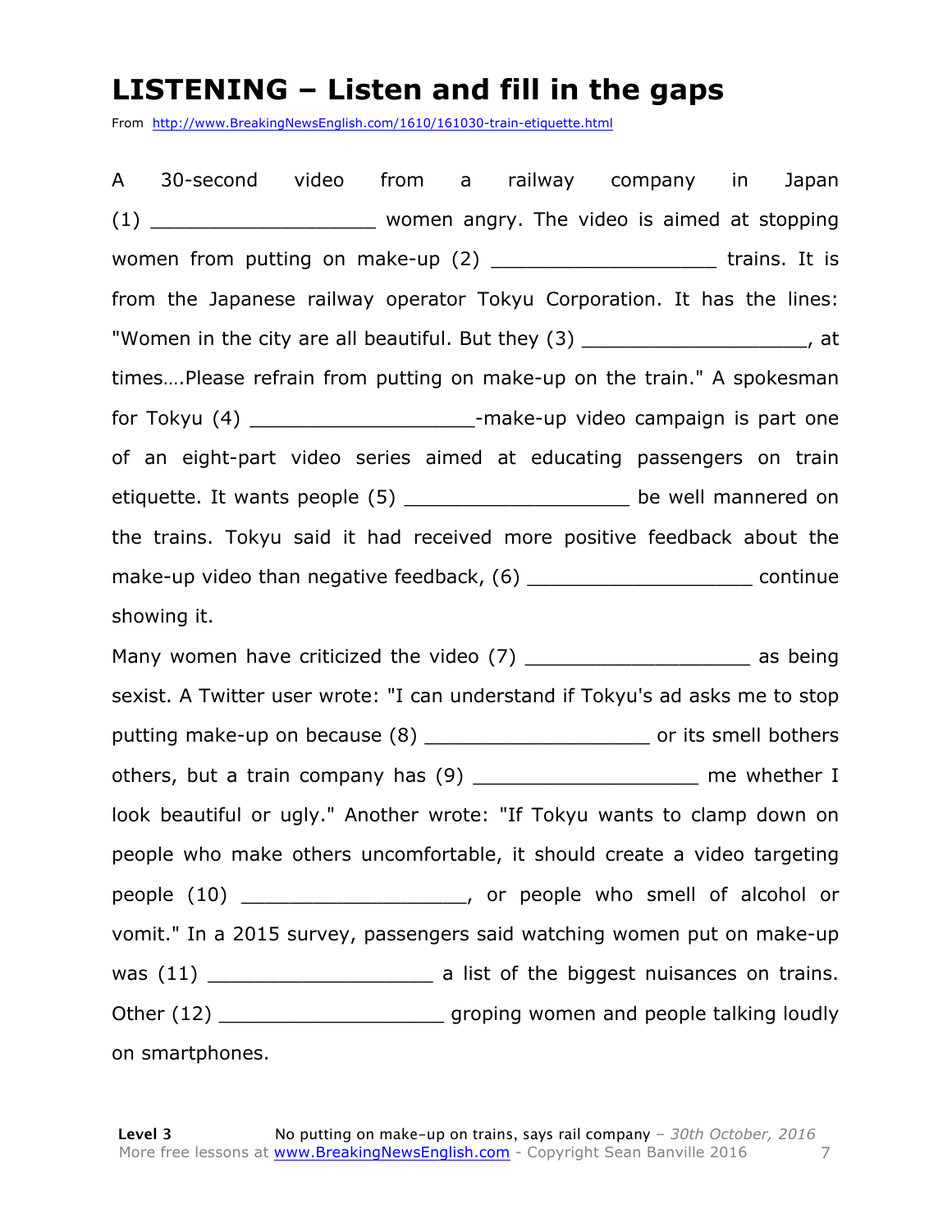# LISTENING – Listen and fill in the gaps

From http://www.BreakingNewsEnglish.com/1610/161030-train-etiquette.html

A 30-second video from a railway company in Japan (1) ___________________ women angry. The video is aimed at stopping women from putting on make-up (2) ___________________ trains. It is from the Japanese railway operator Tokyu Corporation. It has the lines: "Women in the city are all beautiful. But they (3) ___________________, at times….Please refrain from putting on make-up on the train." A spokesman for Tokyu (4) ___________________-make-up video campaign is part one of an eight-part video series aimed at educating passengers on train etiquette. It wants people (5) ___________________ be well mannered on the trains. Tokyu said it had received more positive feedback about the make-up video than negative feedback, (6) ___________________ continue showing it.

Many women have criticized the video (7) ___________________ as being sexist. A Twitter user wrote: "I can understand if Tokyu's ad asks me to stop putting make-up on because (8) ___________________ or its smell bothers others, but a train company has (9) ___________________ me whether I look beautiful or ugly." Another wrote: "If Tokyu wants to clamp down on people who make others uncomfortable, it should create a video targeting people (10) ___________________, or people who smell of alcohol or vomit." In a 2015 survey, passengers said watching women put on make-up was (11) ___________________ a list of the biggest nuisances on trains. Other (12) ___________________ groping women and people talking loudly on smartphones.

**Level 3** No putting on make-up on trains, says rail company – *30th October, 2016*
More free lessons at www.BreakingNewsEnglish.com - Copyright Sean Banville 2016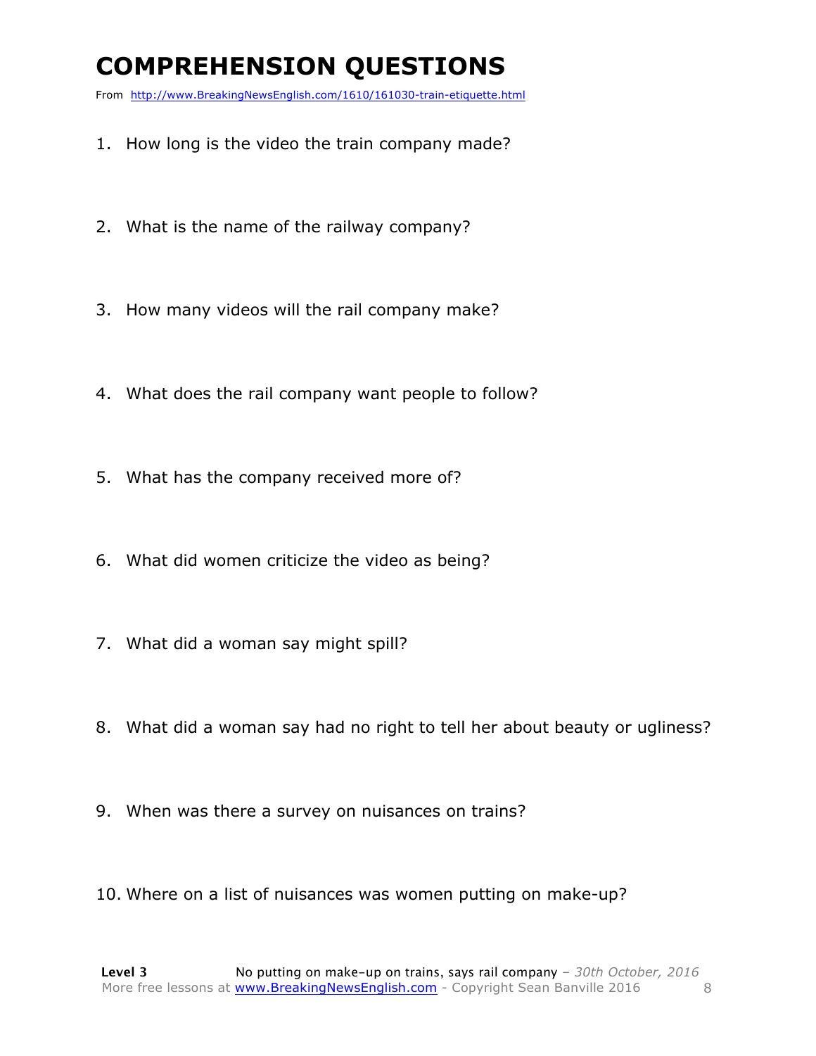# COMPREHENSION QUESTIONS

From http://www.BreakingNewsEnglish.com/1610/161030-train-etiquette.html

1. How long is the video the train company made?
2. What is the name of the railway company?
3. How many videos will the rail company make?
4. What does the rail company want people to follow?
5. What has the company received more of?
6. What did women criticize the video as being?
7. What did a woman say might spill?
8. What did a woman say had no right to tell her about beauty or ugliness?
9. When was there a survey on nuisances on trains?
10. Where on a list of nuisances was women putting on make-up?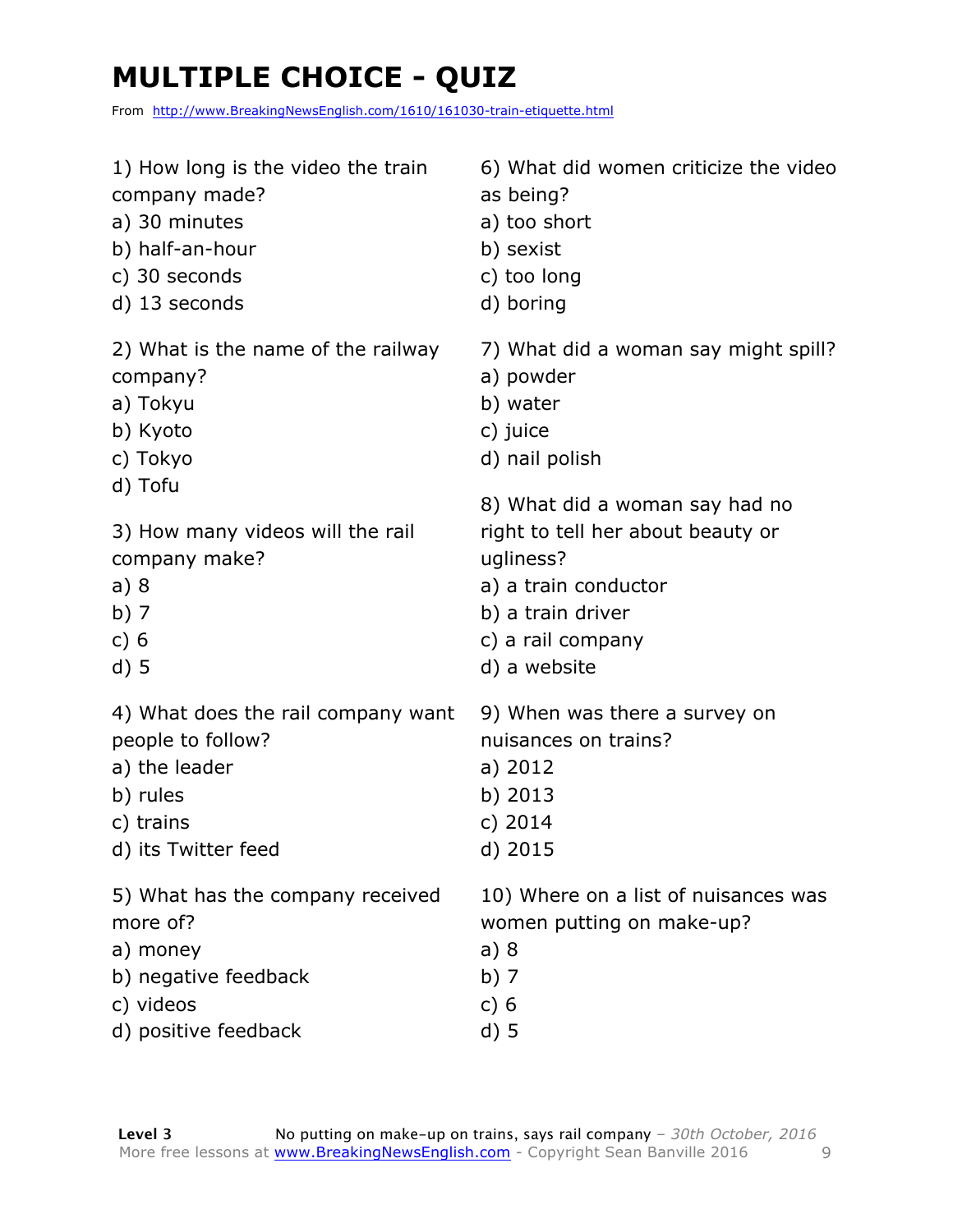# MULTIPLE CHOICE - QUIZ

From http://www.BreakingNewsEnglish.com/1610/161030-train-etiquette.html

1) How long is the video the train company made?
a) 30 minutes
b) half-an-hour
c) 30 seconds
d) 13 seconds

2) What is the name of the railway company?
a) Tokyu
b) Kyoto
c) Tokyo
d) Tofu

3) How many videos will the rail company make?
a) 8
b) 7
c) 6
d) 5

4) What does the rail company want people to follow?
a) the leader
b) rules
c) trains
d) its Twitter feed

5) What has the company received more of?
a) money
b) negative feedback
c) videos
d) positive feedback

6) What did women criticize the video as being?
a) too short
b) sexist
c) too long
d) boring

7) What did a woman say might spill?
a) powder
b) water
c) juice
d) nail polish

8) What did a woman say had no right to tell her about beauty or ugliness?
a) a train conductor
b) a train driver
c) a rail company
d) a website

9) When was there a survey on nuisances on trains?
a) 2012
b) 2013
c) 2014
d) 2015

10) Where on a list of nuisances was women putting on make-up?
a) 8
b) 7
c) 6
d) 5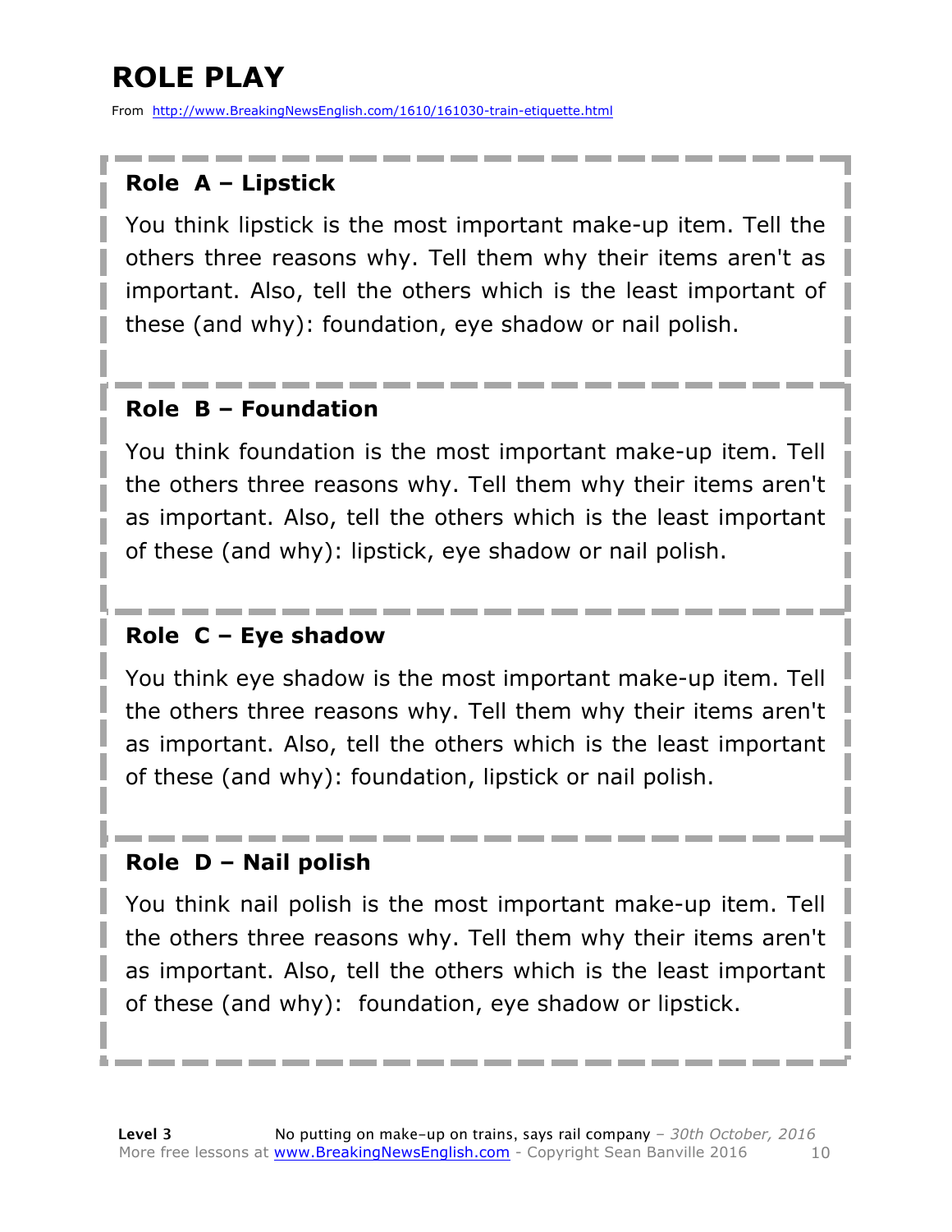# ROLE PLAY

From http://www.BreakingNewsEnglish.com/1610/161030-train-etiquette.html

### Role A – Lipstick

You think lipstick is the most important make-up item. Tell the others three reasons why. Tell them why their items aren't as important. Also, tell the others which is the least important of these (and why): foundation, eye shadow or nail polish.

### Role B – Foundation

You think foundation is the most important make-up item. Tell the others three reasons why. Tell them why their items aren't as important. Also, tell the others which is the least important of these (and why): lipstick, eye shadow or nail polish.

### Role C – Eye shadow

You think eye shadow is the most important make-up item. Tell the others three reasons why. Tell them why their items aren't as important. Also, tell the others which is the least important of these (and why): foundation, lipstick or nail polish.

### Role D – Nail polish

You think nail polish is the most important make-up item. Tell the others three reasons why. Tell them why their items aren't as important. Also, tell the others which is the least important of these (and why): foundation, eye shadow or lipstick.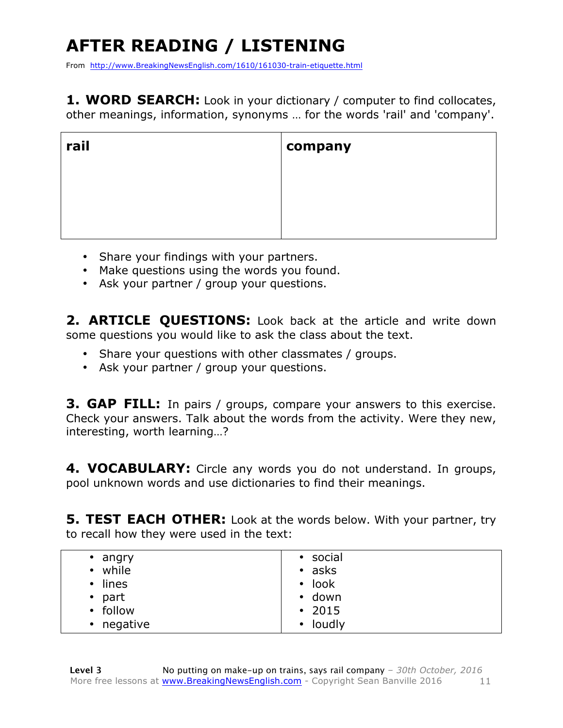# AFTER READING / LISTENING

From http://www.BreakingNewsEnglish.com/1610/161030-train-etiquette.html

**1. WORD SEARCH:** Look in your dictionary / computer to find collocates, other meanings, information, synonyms … for the words 'rail' and 'company'.

| **rail** | **company** |
|---|---|
| | |

- Share your findings with your partners.
- Make questions using the words you found.
- Ask your partner / group your questions.

**2. ARTICLE QUESTIONS:** Look back at the article and write down some questions you would like to ask the class about the text.

- Share your questions with other classmates / groups.
- Ask your partner / group your questions.

**3. GAP FILL:** In pairs / groups, compare your answers to this exercise. Check your answers. Talk about the words from the activity. Were they new, interesting, worth learning…?

**4. VOCABULARY:** Circle any words you do not understand. In groups, pool unknown words and use dictionaries to find their meanings.

**5. TEST EACH OTHER:** Look at the words below. With your partner, try to recall how they were used in the text:

| | |
|---|---|
| • angry | • social |
| • while | • asks |
| • lines | • look |
| • part | • down |
| • follow | • 2015 |
| • negative | • loudly |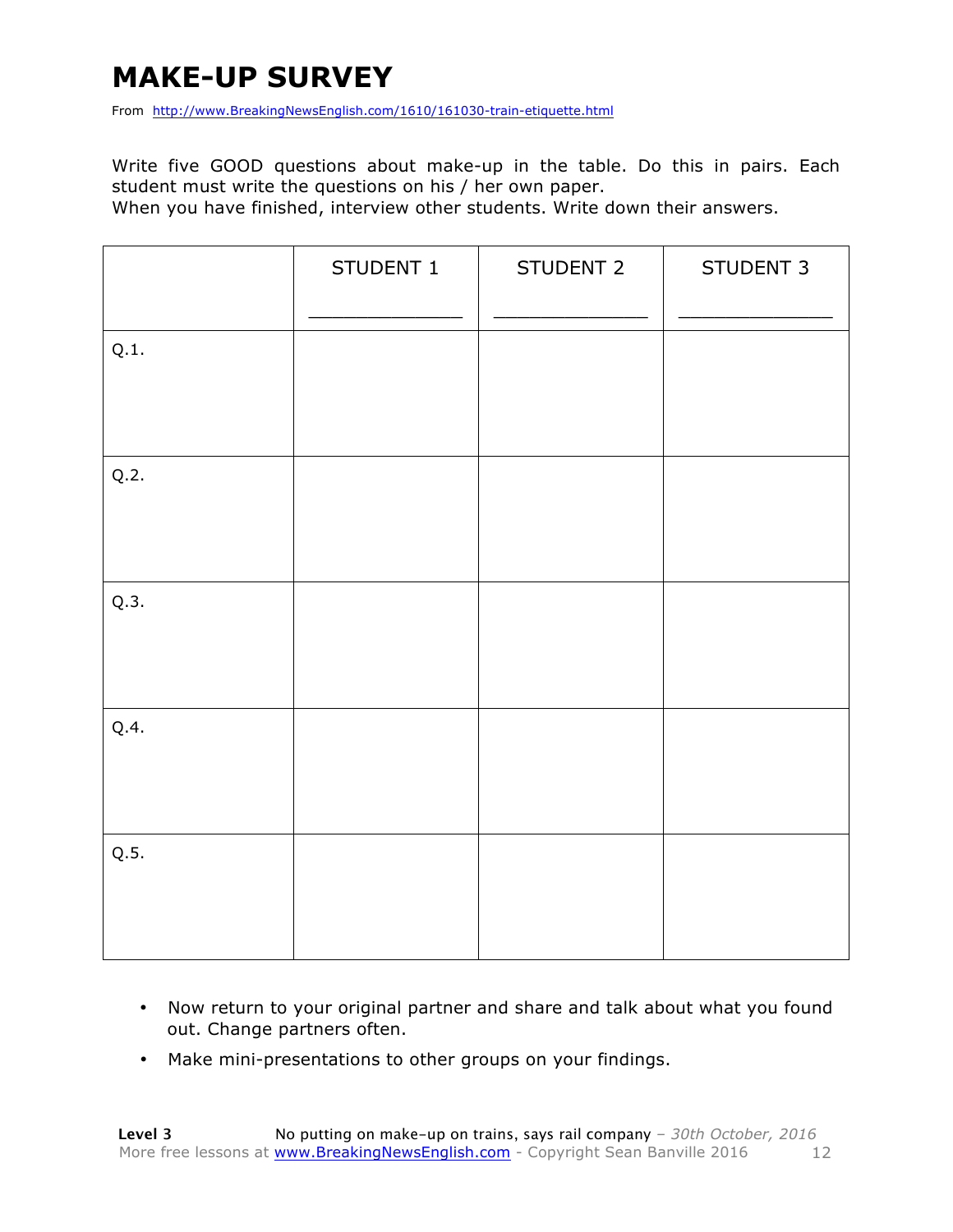# MAKE-UP SURVEY

From http://www.BreakingNewsEnglish.com/1610/161030-train-etiquette.html

Write five GOOD questions about make-up in the table. Do this in pairs. Each student must write the questions on his / her own paper.

When you have finished, interview other students. Write down their answers.

| | STUDENT 1<br>_____________ | STUDENT 2<br>_____________ | STUDENT 3<br>_____________ |
|---|---|---|---|
| Q.1. | | | |
| Q.2. | | | |
| Q.3. | | | |
| Q.4. | | | |
| Q.5. | | | |

- Now return to your original partner and share and talk about what you found out. Change partners often.
- Make mini-presentations to other groups on your findings.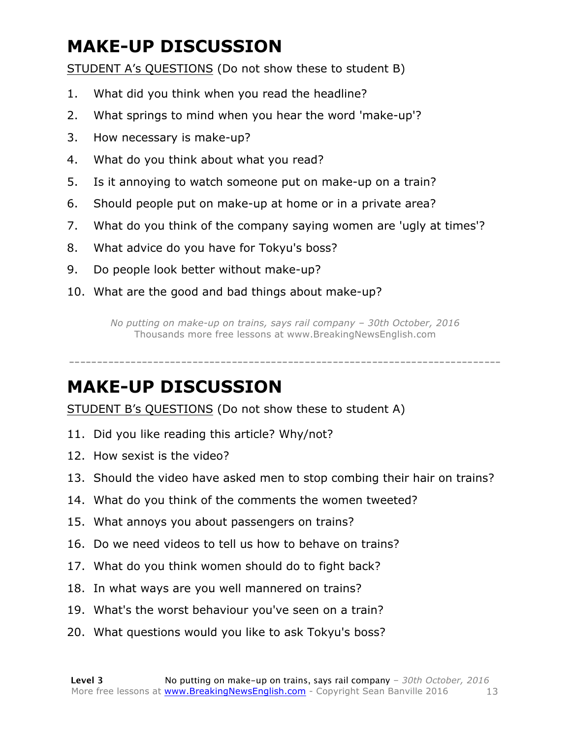# MAKE-UP DISCUSSION

STUDENT A's QUESTIONS (Do not show these to student B)

1. What did you think when you read the headline?
2. What springs to mind when you hear the word 'make-up'?
3. How necessary is make-up?
4. What do you think about what you read?
5. Is it annoying to watch someone put on make-up on a train?
6. Should people put on make-up at home or in a private area?
7. What do you think of the company saying women are 'ugly at times'?
8. What advice do you have for Tokyu's boss?
9. Do people look better without make-up?
10. What are the good and bad things about make-up?

*No putting on make-up on trains, says rail company – 30th October, 2016*
Thousands more free lessons at www.BreakingNewsEnglish.com

---

# MAKE-UP DISCUSSION

STUDENT B's QUESTIONS (Do not show these to student A)

11. Did you like reading this article? Why/not?
12. How sexist is the video?
13. Should the video have asked men to stop combing their hair on trains?
14. What do you think of the comments the women tweeted?
15. What annoys you about passengers on trains?
16. Do we need videos to tell us how to behave on trains?
17. What do you think women should do to fight back?
18. In what ways are you well mannered on trains?
19. What's the worst behaviour you've seen on a train?
20. What questions would you like to ask Tokyu's boss?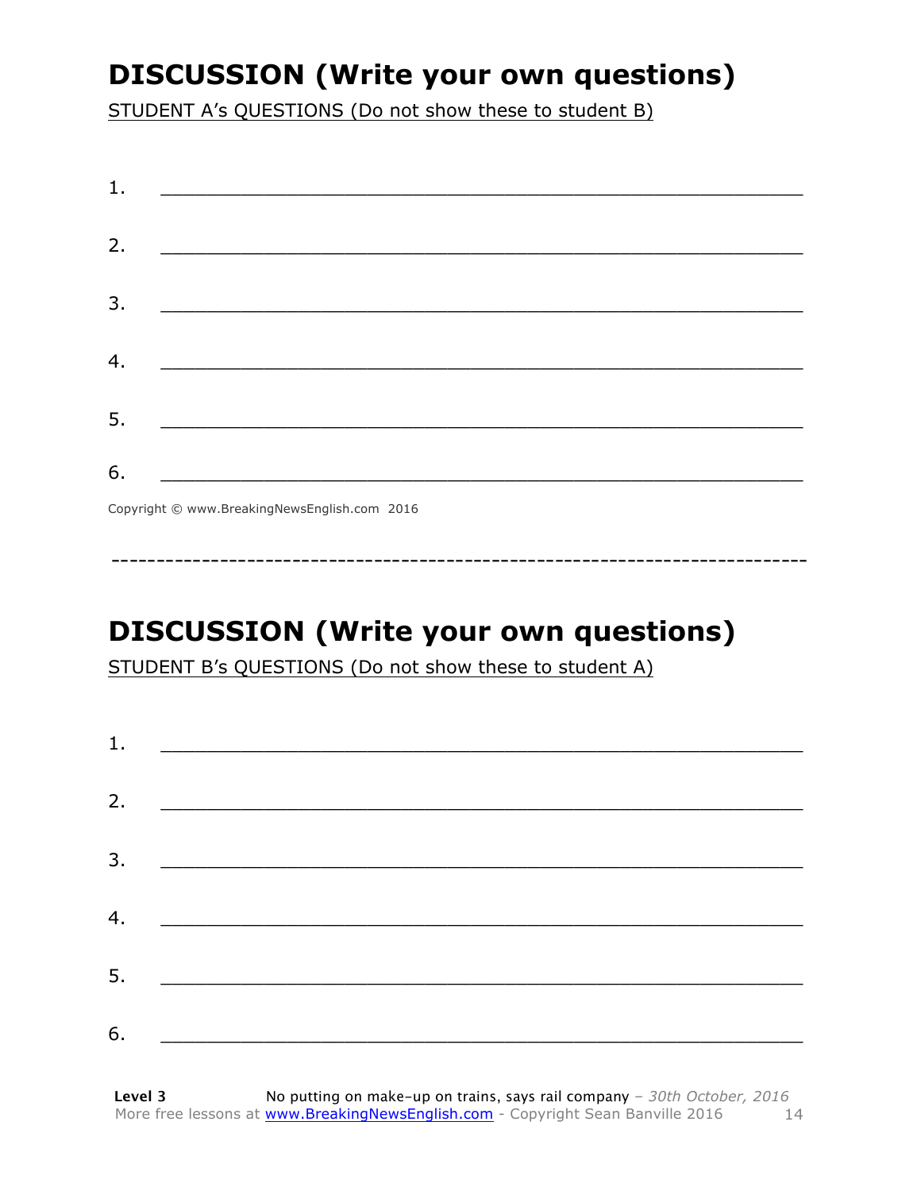# DISCUSSION (Write your own questions)

STUDENT A's QUESTIONS (Do not show these to student B)

1. ___________________________________________________________

2. ___________________________________________________________

3. ___________________________________________________________

4. ___________________________________________________________

5. ___________________________________________________________

6. ___________________________________________________________

Copyright © www.BreakingNewsEnglish.com 2016

------------------------------------------------------------------------------

# DISCUSSION (Write your own questions)

STUDENT B's QUESTIONS (Do not show these to student A)

1. ___________________________________________________________

2. ___________________________________________________________

3. ___________________________________________________________

4. ___________________________________________________________

5. ___________________________________________________________

6. ___________________________________________________________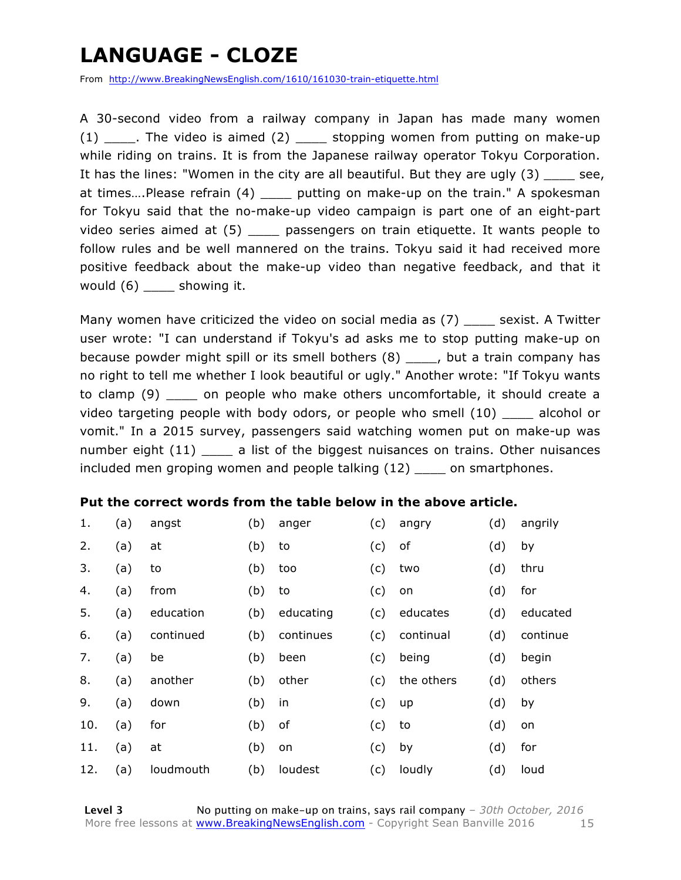# LANGUAGE - CLOZE

From http://www.BreakingNewsEnglish.com/1610/161030-train-etiquette.html

A 30-second video from a railway company in Japan has made many women (1) ____. The video is aimed (2) ____ stopping women from putting on make-up while riding on trains. It is from the Japanese railway operator Tokyu Corporation. It has the lines: "Women in the city are all beautiful. But they are ugly (3) ____ see, at times….Please refrain (4) ____ putting on make-up on the train." A spokesman for Tokyu said that the no-make-up video campaign is part one of an eight-part video series aimed at (5) ____ passengers on train etiquette. It wants people to follow rules and be well mannered on the trains. Tokyu said it had received more positive feedback about the make-up video than negative feedback, and that it would (6) ____ showing it.

Many women have criticized the video on social media as (7) ____ sexist. A Twitter user wrote: "I can understand if Tokyu's ad asks me to stop putting make-up on because powder might spill or its smell bothers (8) ____, but a train company has no right to tell me whether I look beautiful or ugly." Another wrote: "If Tokyu wants to clamp (9) ____ on people who make others uncomfortable, it should create a video targeting people with body odors, or people who smell (10) ____ alcohol or vomit." In a 2015 survey, passengers said watching women put on make-up was number eight (11) ____ a list of the biggest nuisances on trains. Other nuisances included men groping women and people talking (12) ____ on smartphones.

**Put the correct words from the table below in the above article.**

| | | | | | | | | |
|---|---|---|---|---|---|---|---|---|
| 1. | (a) | angst | (b) | anger | (c) | angry | (d) | angrily |
| 2. | (a) | at | (b) | to | (c) | of | (d) | by |
| 3. | (a) | to | (b) | too | (c) | two | (d) | thru |
| 4. | (a) | from | (b) | to | (c) | on | (d) | for |
| 5. | (a) | education | (b) | educating | (c) | educates | (d) | educated |
| 6. | (a) | continued | (b) | continues | (c) | continual | (d) | continue |
| 7. | (a) | be | (b) | been | (c) | being | (d) | begin |
| 8. | (a) | another | (b) | other | (c) | the others | (d) | others |
| 9. | (a) | down | (b) | in | (c) | up | (d) | by |
| 10. | (a) | for | (b) | of | (c) | to | (d) | on |
| 11. | (a) | at | (b) | on | (c) | by | (d) | for |
| 12. | (a) | loudmouth | (b) | loudest | (c) | loudly | (d) | loud |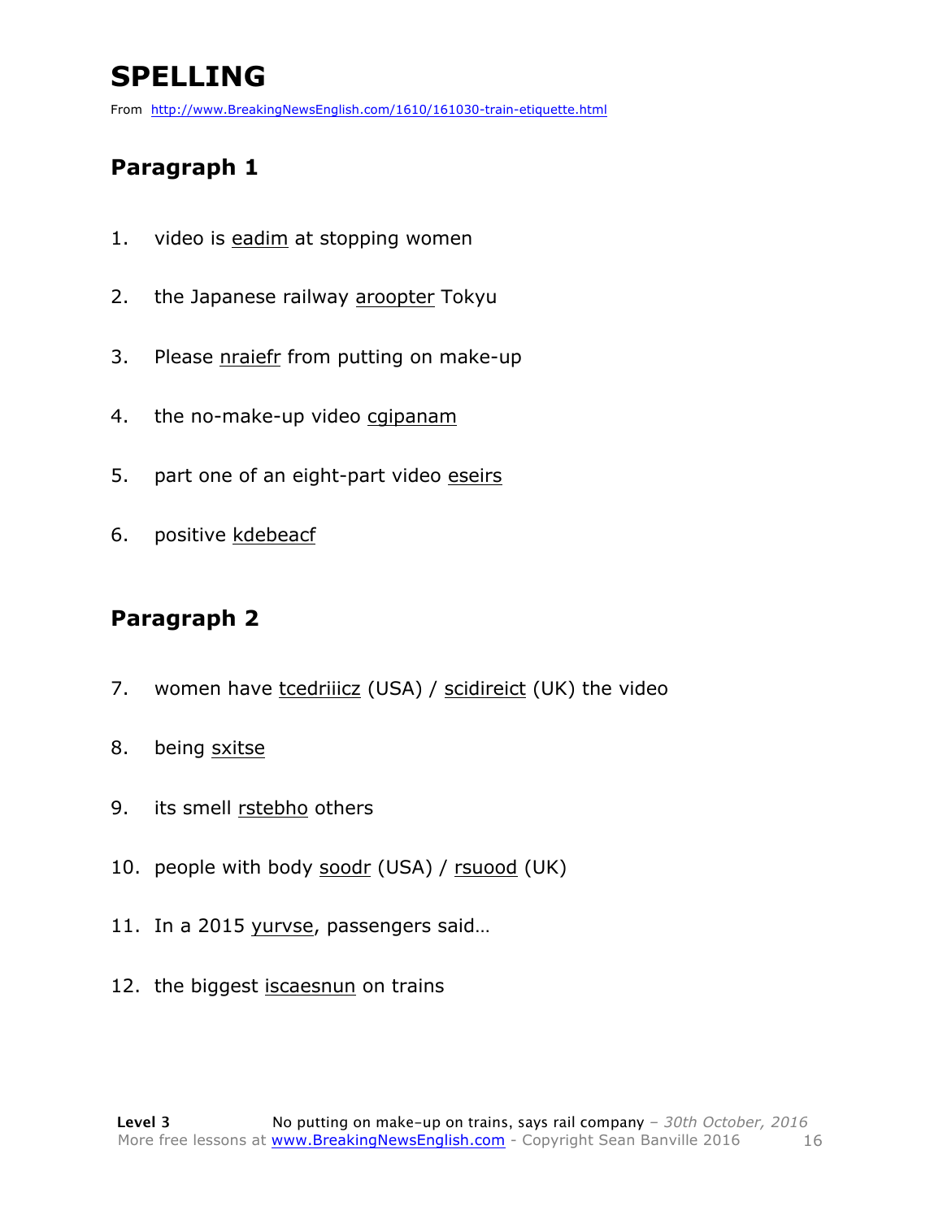# SPELLING

From http://www.BreakingNewsEnglish.com/1610/161030-train-etiquette.html

## Paragraph 1

1. video is <u>eadim</u> at stopping women
2. the Japanese railway <u>aroopter</u> Tokyu
3. Please <u>nraiefr</u> from putting on make-up
4. the no-make-up video <u>cgipanam</u>
5. part one of an eight-part video <u>eseirs</u>
6. positive <u>kdebeacf</u>

## Paragraph 2

7. women have <u>tcedriiicz</u> (USA) / <u>scidireict</u> (UK) the video
8. being <u>sxitse</u>
9. its smell <u>rstebho</u> others
10. people with body <u>soodr</u> (USA) / <u>rsuood</u> (UK)
11. In a 2015 <u>yurvse</u>, passengers said…
12. the biggest <u>iscaesnun</u> on trains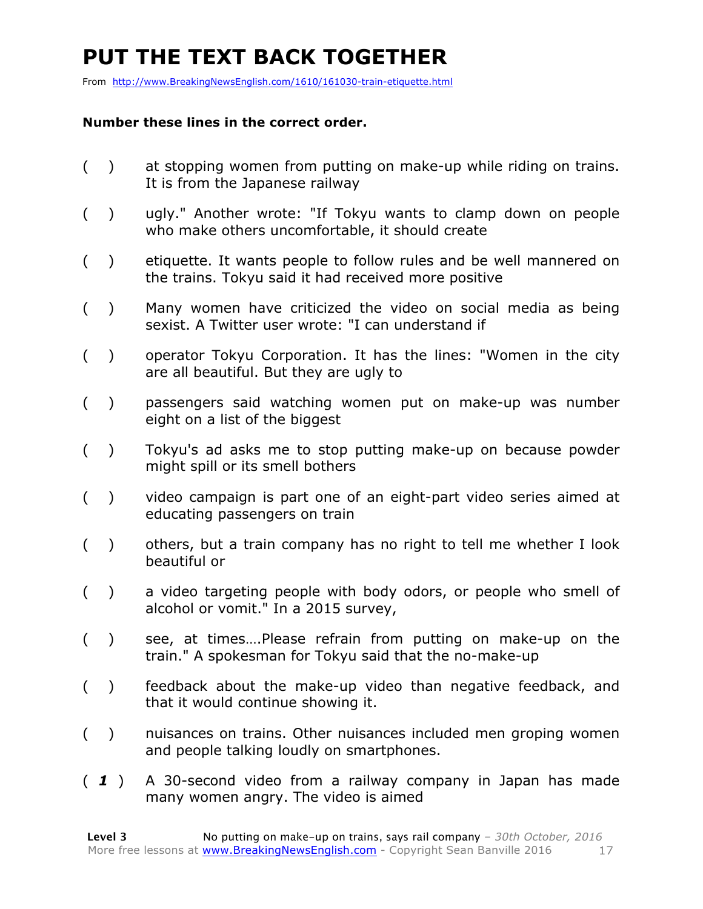# PUT THE TEXT BACK TOGETHER

From http://www.BreakingNewsEnglish.com/1610/161030-train-etiquette.html

**Number these lines in the correct order.**

( ) at stopping women from putting on make-up while riding on trains. It is from the Japanese railway

( ) ugly." Another wrote: "If Tokyu wants to clamp down on people who make others uncomfortable, it should create

( ) etiquette. It wants people to follow rules and be well mannered on the trains. Tokyu said it had received more positive

( ) Many women have criticized the video on social media as being sexist. A Twitter user wrote: "I can understand if

( ) operator Tokyu Corporation. It has the lines: "Women in the city are all beautiful. But they are ugly to

( ) passengers said watching women put on make-up was number eight on a list of the biggest

( ) Tokyu's ad asks me to stop putting make-up on because powder might spill or its smell bothers

( ) video campaign is part one of an eight-part video series aimed at educating passengers on train

( ) others, but a train company has no right to tell me whether I look beautiful or

( ) a video targeting people with body odors, or people who smell of alcohol or vomit." In a 2015 survey,

( ) see, at times….Please refrain from putting on make-up on the train." A spokesman for Tokyu said that the no-make-up

( ) feedback about the make-up video than negative feedback, and that it would continue showing it.

( ) nuisances on trains. Other nuisances included men groping women and people talking loudly on smartphones.

( *1* ) A 30-second video from a railway company in Japan has made many women angry. The video is aimed

**Level 3** No putting on make-up on trains, says rail company – *30th October, 2016*
More free lessons at www.BreakingNewsEnglish.com - Copyright Sean Banville 2016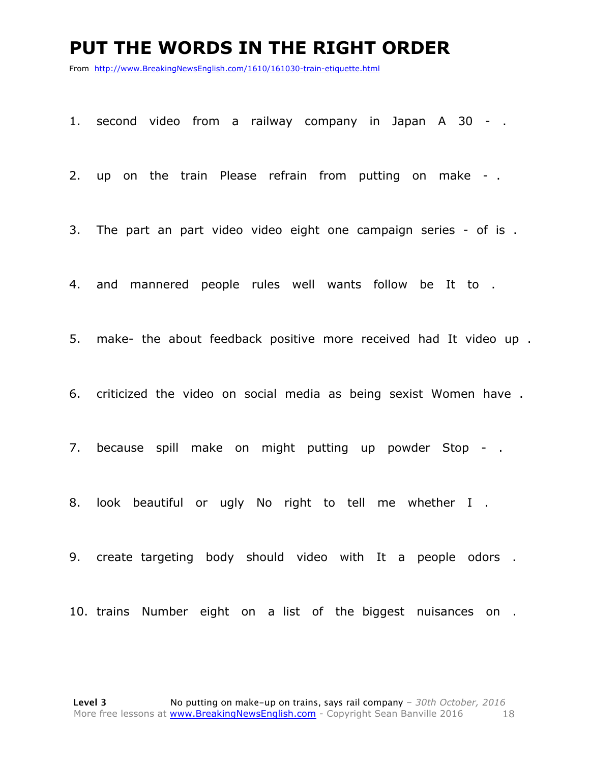# PUT THE WORDS IN THE RIGHT ORDER

From http://www.BreakingNewsEnglish.com/1610/161030-train-etiquette.html

1. second video from a railway company in Japan A 30 - .
2. up on the train Please refrain from putting on make - .
3. The part an part video video eight one campaign series - of is .
4. and mannered people rules well wants follow be It to .
5. make- the about feedback positive more received had It video up .
6. criticized the video on social media as being sexist Women have .
7. because spill make on might putting up powder Stop - .
8. look beautiful or ugly No right to tell me whether I .
9. create targeting body should video with It a people odors .
10. trains Number eight on a list of the biggest nuisances on .

**Level 3** No putting on make-up on trains, says rail company – *30th October, 2016*
More free lessons at www.BreakingNewsEnglish.com - Copyright Sean Banville 2016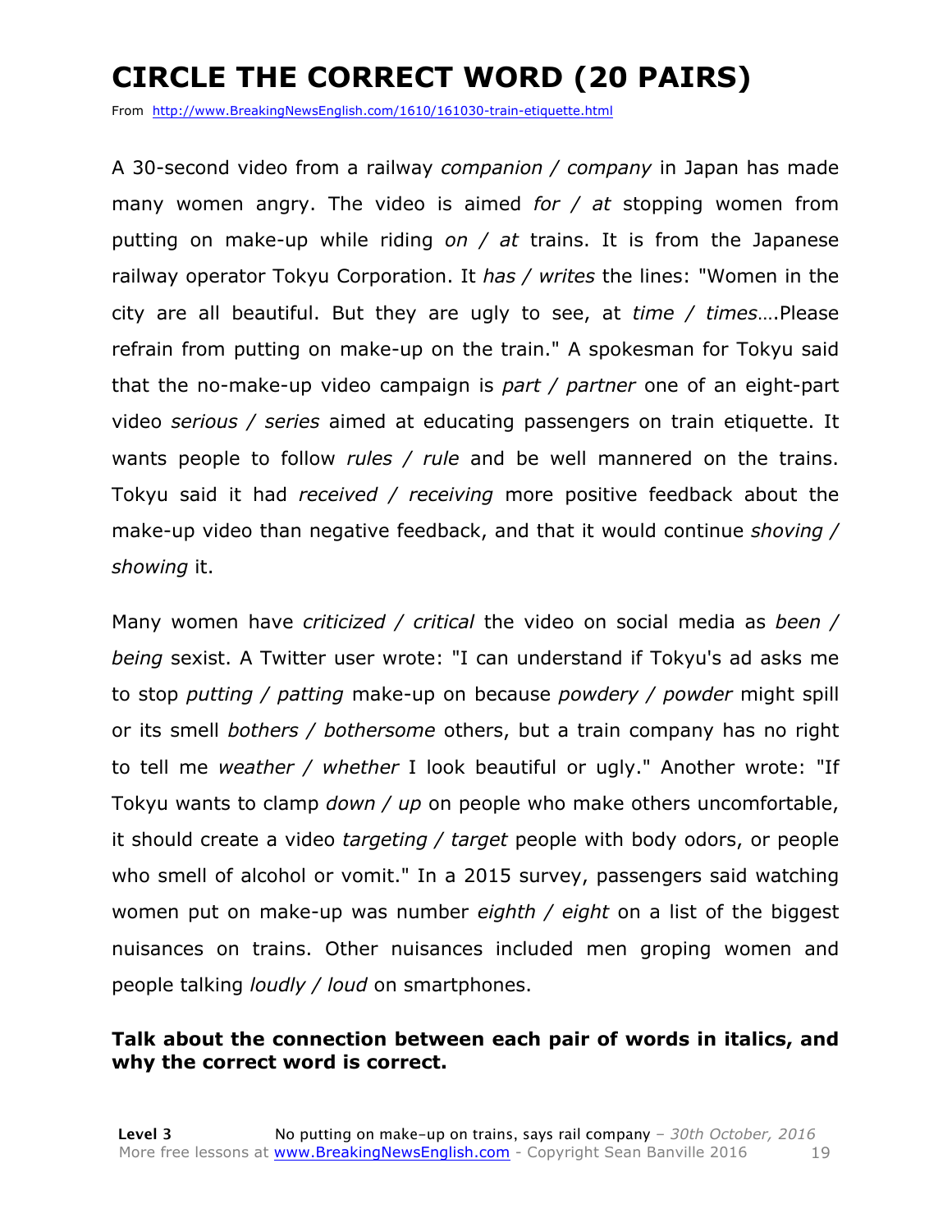# CIRCLE THE CORRECT WORD (20 PAIRS)

From http://www.BreakingNewsEnglish.com/1610/161030-train-etiquette.html

A 30-second video from a railway *companion / company* in Japan has made many women angry. The video is aimed *for / at* stopping women from putting on make-up while riding *on / at* trains. It is from the Japanese railway operator Tokyu Corporation. It *has / writes* the lines: "Women in the city are all beautiful. But they are ugly to see, at *time / times*….Please refrain from putting on make-up on the train." A spokesman for Tokyu said that the no-make-up video campaign is *part / partner* one of an eight-part video *serious / series* aimed at educating passengers on train etiquette. It wants people to follow *rules / rule* and be well mannered on the trains. Tokyu said it had *received / receiving* more positive feedback about the make-up video than negative feedback, and that it would continue *shoving / showing* it.

Many women have *criticized / critical* the video on social media as *been / being* sexist. A Twitter user wrote: "I can understand if Tokyu's ad asks me to stop *putting / patting* make-up on because *powdery / powder* might spill or its smell *bothers / bothersome* others, but a train company has no right to tell me *weather / whether* I look beautiful or ugly." Another wrote: "If Tokyu wants to clamp *down / up* on people who make others uncomfortable, it should create a video *targeting / target* people with body odors, or people who smell of alcohol or vomit." In a 2015 survey, passengers said watching women put on make-up was number *eighth / eight* on a list of the biggest nuisances on trains. Other nuisances included men groping women and people talking *loudly / loud* on smartphones.

**Talk about the connection between each pair of words in italics, and why the correct word is correct.**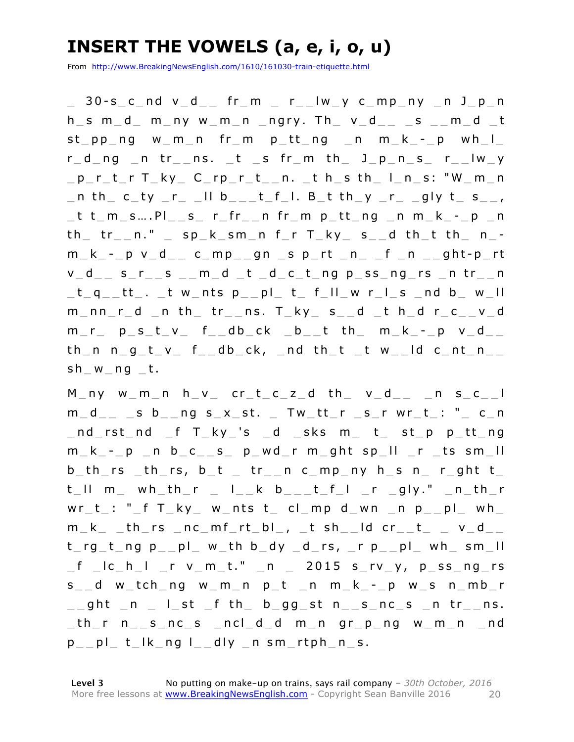# INSERT THE VOWELS (a, e, i, o, u)

From http://www.BreakingNewsEnglish.com/1610/161030-train-etiquette.html

_ 30-s_c_nd v_d_ _ fr_m _ r_ _lw_y c_mp_ny _n J_p_n h_s m_d_ m_ny w_m_n _ngry. Th_ v_d_ _ _s _ _m_d _t st_pp_ng w_m_n fr_m p_tt_ng _n m_k_-_p wh_l_ r_d_ng _n tr_ _ns. _t _s fr_m th_ J_p_n_s_ r_ _lw_y _p_r_t_r T_ky_ C_rp_r_t_ _n. _t h_s th_ l_n_s: "W_m_n _n th_ c_ty _r_ _ll b_ _ _t_f_l. B_t th_y _r_ _gly t_ s_ _, _t t_m_s….Pl_ _s_ r_fr_ _n fr_m p_tt_ng _n m_k_-_p _n th_ tr_ _n." _ sp_k_sm_n f_r T_ky_ s_ _d th_t th_ n_-m_k_-_p v_d_ _ c_mp_ _gn _s p_rt _n_ _f _n _ _ght-p_rt v_d_ _ s_r_ _s _ _m_d _t _d_c_t_ng p_ss_ng_rs _n tr_ _n _t_q_ _tt_. _t w_nts p_ _pl_ t_ f_ll_w r_l_s _nd b_ w_ll m_nn_r_d _n th_ tr_ _ns. T_ky_ s_ _d _t h_d r_c_ _v_d m_r_ p_s_t_v_ f_ _db_ck _b_ _t th_ m_k_-_p v_d_ _ th_n n_g_t_v_ f_ _db_ck, _nd th_t _t w_ _ld c_nt_n_ _ sh_w_ng _t.

M_ny w_m_n h_v_ cr_t_c_z_d th_ v_d_ _ _n s_c_ _l m_d_ _ _s b_ _ng s_x_st. _ Tw_tt_r _s_r wr_t_: "_ c_n _nd_rst_nd _f T_ky_'s _d _sks m_ t_ st_p p_tt_ng m_k_-_p _n b_c_ _s_ p_wd_r m_ght sp_ll _r _ts sm_ll b_th_rs _th_rs, b_t _ tr_ _n c_mp_ny h_s n_ r_ght t_ t_ll m_ wh_th_r _ l_ _k b_ _ _t_f_l _r _gly." _n_th_r wr_t_: "_f T_ky_ w_nts t_ cl_mp d_wn _n p_ _pl_ wh_ m_k_ _th_rs _nc_mf_rt_bl_, _t sh_ _ld cr_ _t_ _ v_d_ _ t_rg_t_ng p_ _pl_ w_th b_dy _d_rs, _r p_ _pl_ wh_ sm_ll _f _lc_h_l _r v_m_t." _n _ 2015 s_rv_y, p_ss_ng_rs s_ _d w_tch_ng w_m_n p_t _n m_k_-_p w_s n_mb_r _ _ght _n _ l_st _f th_ b_gg_st n_ _s_nc_s _n tr_ _ns. _th_r n_ _s_nc_s _ncl_d_d m_n gr_p_ng w_m_n _nd p_ _pl_ t_lk_ng l_ _dly _n sm_rtph_n_s.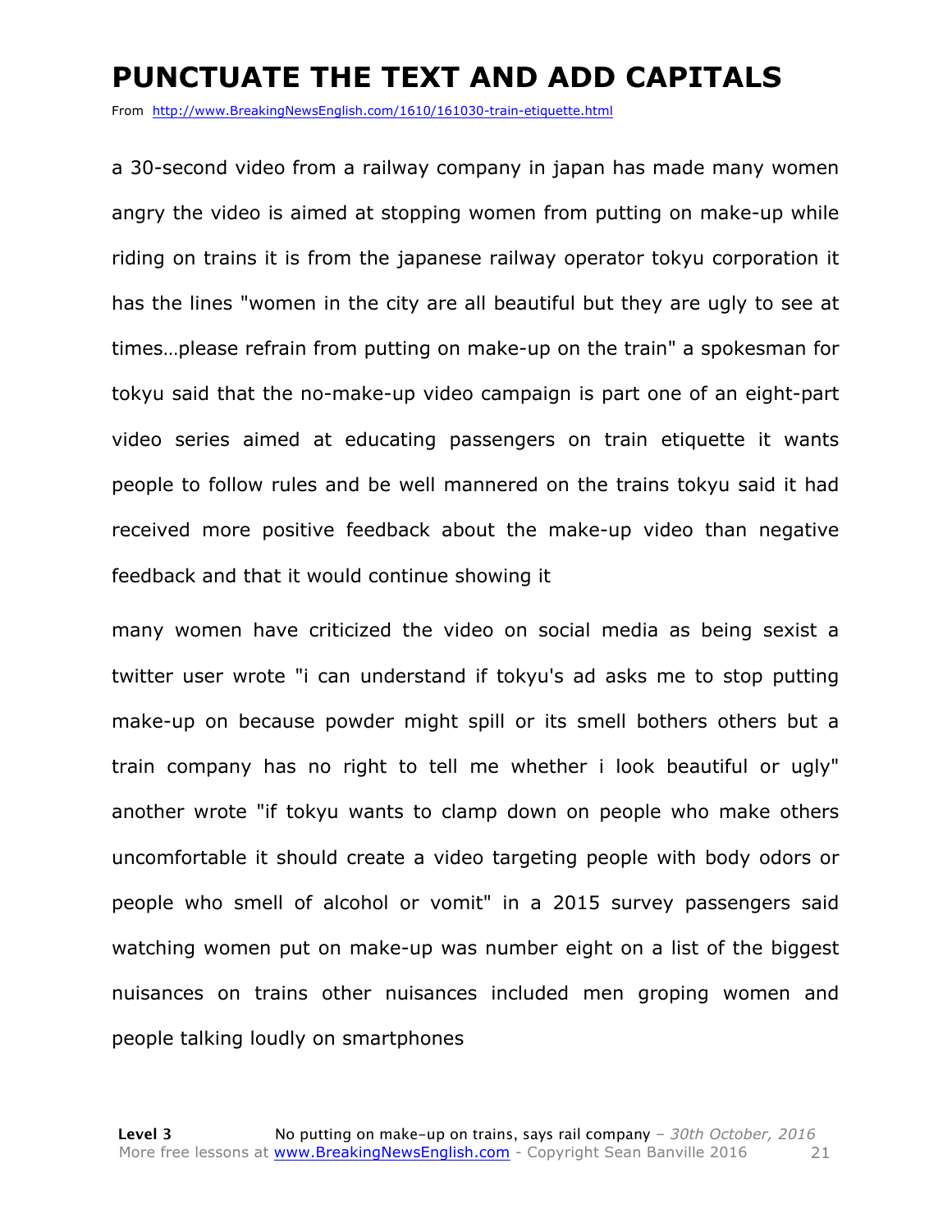# PUNCTUATE THE TEXT AND ADD CAPITALS

From http://www.BreakingNewsEnglish.com/1610/161030-train-etiquette.html

a 30-second video from a railway company in japan has made many women angry the video is aimed at stopping women from putting on make-up while riding on trains it is from the japanese railway operator tokyu corporation it has the lines "women in the city are all beautiful but they are ugly to see at times…please refrain from putting on make-up on the train" a spokesman for tokyu said that the no-make-up video campaign is part one of an eight-part video series aimed at educating passengers on train etiquette it wants people to follow rules and be well mannered on the trains tokyu said it had received more positive feedback about the make-up video than negative feedback and that it would continue showing it

many women have criticized the video on social media as being sexist a twitter user wrote "i can understand if tokyu's ad asks me to stop putting make-up on because powder might spill or its smell bothers others but a train company has no right to tell me whether i look beautiful or ugly" another wrote "if tokyu wants to clamp down on people who make others uncomfortable it should create a video targeting people with body odors or people who smell of alcohol or vomit" in a 2015 survey passengers said watching women put on make-up was number eight on a list of the biggest nuisances on trains other nuisances included men groping women and people talking loudly on smartphones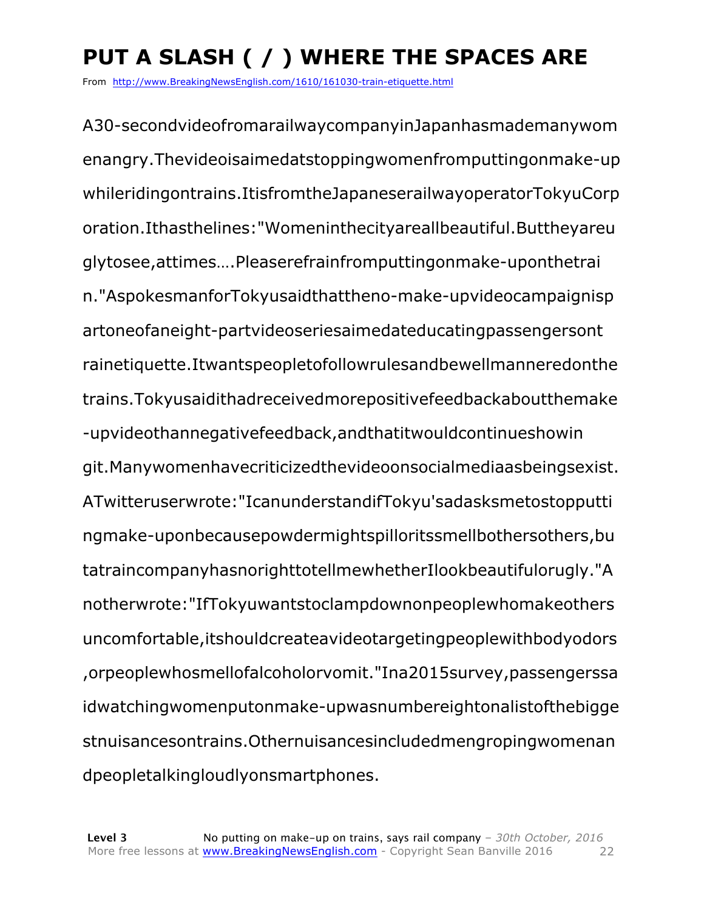# PUT A SLASH ( / ) WHERE THE SPACES ARE

From http://www.BreakingNewsEnglish.com/1610/161030-train-etiquette.html

A30-secondvideofromarailwaycompanyinJapanhasmademanywom
enangry.Thevideoisaimedatstoppingwomenfromputtingonmake-up
whileridingontrains.ItisfromtheJapaneserailwayoperatorTokyuCorp
oration.Ithasthelines:"Womeninthecityareallbeautiful.Buttheyareu
glytosee,attimes….Pleaserefrainfromputtingonmake-uponthetrai
n."AspokesmanforTokyusaidthattheno-make-upvideocampaignisp
artoneofaneight-partvideoseriesaimedateducatingpassengersont
rainetiquette.Itwantspeopletofollowrulesandbewellmanneredonthe
trains.Tokyusaidithadreceivedmorepositivefeedbackaboutthemake
-upvideothannegativefeedback,andthatitwouldcontinueshowin
git.Manywomenhavecriticizedthevideoonsocialmediaasbeingsexist.
ATwitteruserwrote:"IcanunderstandifTokyu'sadasksmetostopputti
ngmake-uponbecausepowdermightspilloritssmellbothersothers,bu
tatraincompanyhasnorighttotellmewhetherIlookbeautifulorugly."A
notherwrote:"IfTokyuwantstoclampdownonpeoplewhomakeothers
uncomfortable,itshouldcreateavideotargetingpeoplewithbodyodors
,orpeoplewhosmellofalcoholorvomit."Ina2015survey,passengerssa
idwatchingwomenputonmake-upwasnumbereightonalistofthebigge
stnuisancesontrains.Othernuisancesincludedmengropingwomenan
dpeopletalkingloudlyonsmartphones.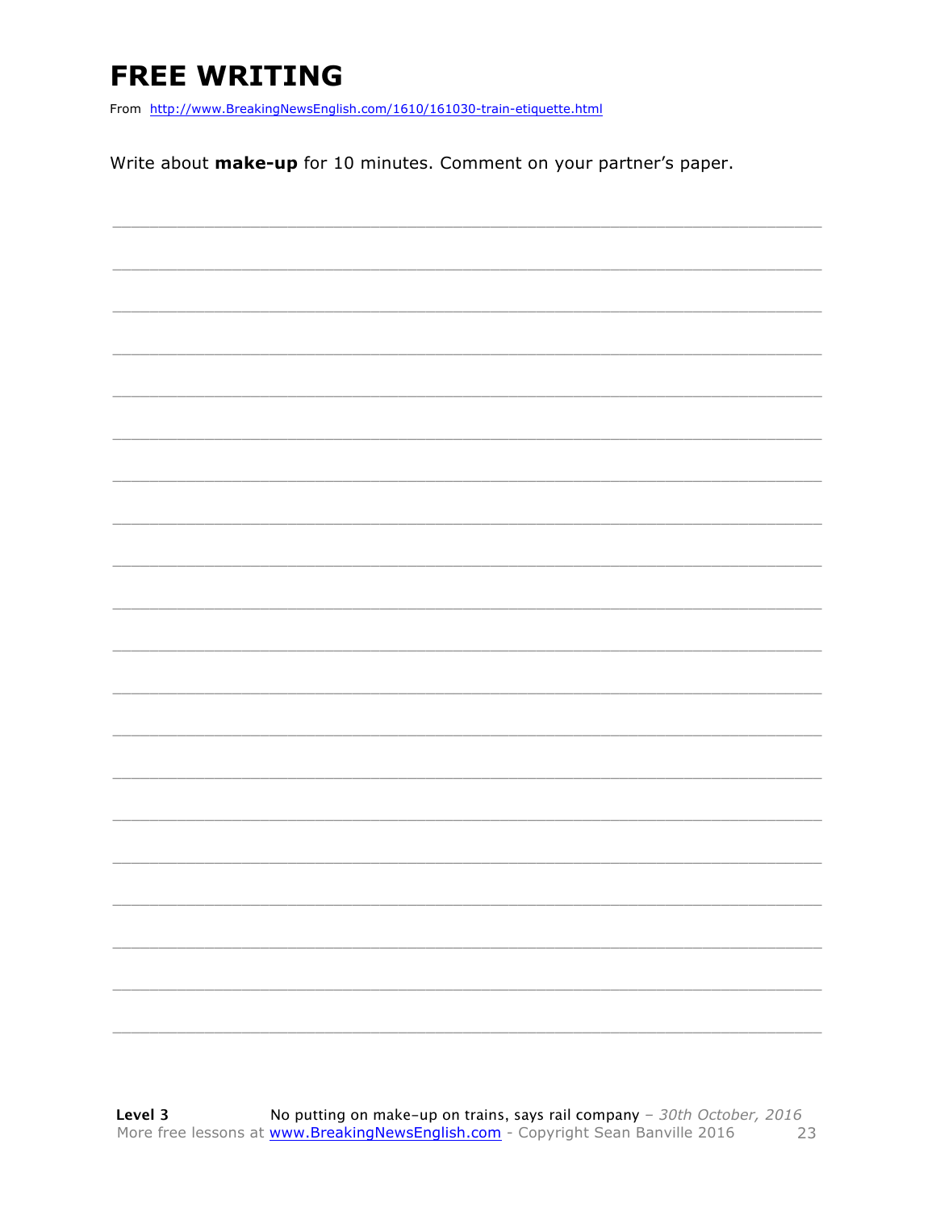# FREE WRITING

From http://www.BreakingNewsEnglish.com/1610/161030-train-etiquette.html

Write about **make-up** for 10 minutes. Comment on your partner's paper.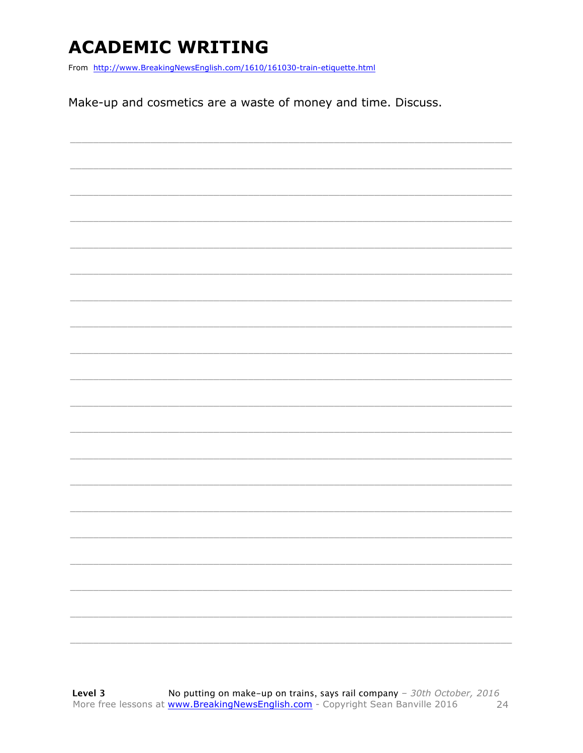# ACADEMIC WRITING

From http://www.BreakingNewsEnglish.com/1610/161030-train-etiquette.html

Make-up and cosmetics are a waste of money and time. Discuss.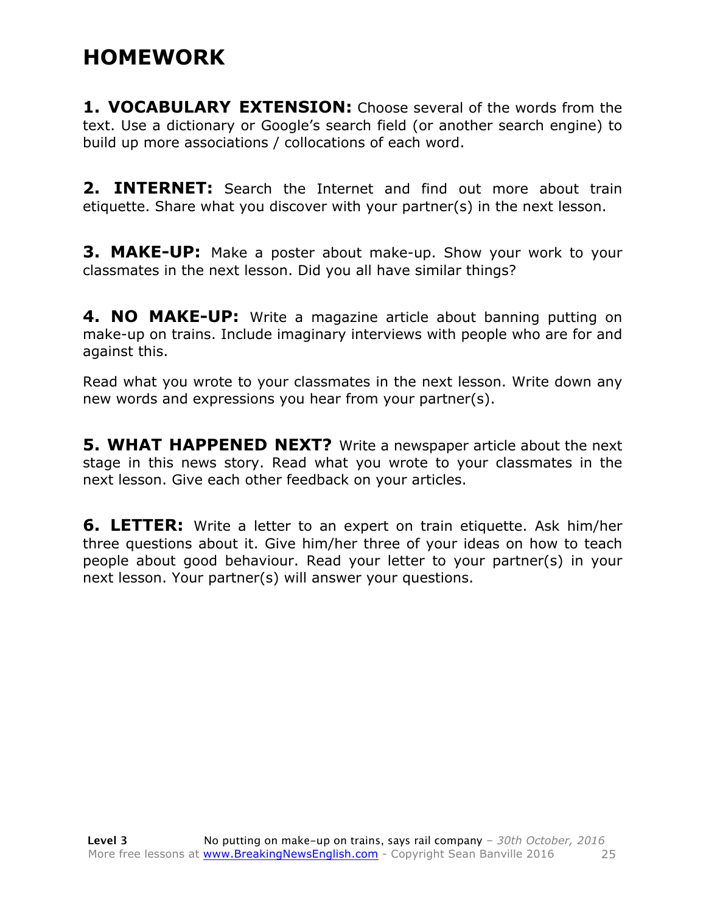# HOMEWORK

**1. VOCABULARY EXTENSION:** Choose several of the words from the text. Use a dictionary or Google's search field (or another search engine) to build up more associations / collocations of each word.

**2. INTERNET:** Search the Internet and find out more about train etiquette. Share what you discover with your partner(s) in the next lesson.

**3. MAKE-UP:** Make a poster about make-up. Show your work to your classmates in the next lesson. Did you all have similar things?

**4. NO MAKE-UP:** Write a magazine article about banning putting on make-up on trains. Include imaginary interviews with people who are for and against this.

Read what you wrote to your classmates in the next lesson. Write down any new words and expressions you hear from your partner(s).

**5. WHAT HAPPENED NEXT?** Write a newspaper article about the next stage in this news story. Read what you wrote to your classmates in the next lesson. Give each other feedback on your articles.

**6. LETTER:** Write a letter to an expert on train etiquette. Ask him/her three questions about it. Give him/her three of your ideas on how to teach people about good behaviour. Read your letter to your partner(s) in your next lesson. Your partner(s) will answer your questions.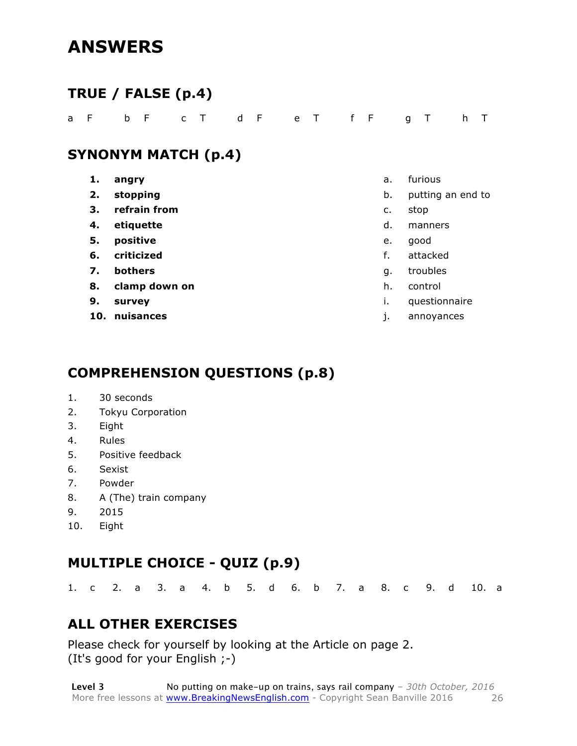# ANSWERS

## TRUE / FALSE (p.4)

a F  b F  c T  d F  e T  f F  g T  h T

## SYNONYM MATCH (p.4)

| | | | |
|---|---|---|---|
| 1. | **angry** | a. | furious |
| 2. | **stopping** | b. | putting an end to |
| 3. | **refrain from** | c. | stop |
| 4. | **etiquette** | d. | manners |
| 5. | **positive** | e. | good |
| 6. | **criticized** | f. | attacked |
| 7. | **bothers** | g. | troubles |
| 8. | **clamp down on** | h. | control |
| 9. | **survey** | i. | questionnaire |
| 10. | **nuisances** | j. | annoyances |

## COMPREHENSION QUESTIONS (p.8)

1. 30 seconds
2. Tokyu Corporation
3. Eight
4. Rules
5. Positive feedback
6. Sexist
7. Powder
8. A (The) train company
9. 2015
10. Eight

## MULTIPLE CHOICE - QUIZ (p.9)

1. c  2. a  3. a  4. b  5. d  6. b  7. a  8. c  9. d  10. a

## ALL OTHER EXERCISES

Please check for yourself by looking at the Article on page 2.
(It's good for your English ;-)